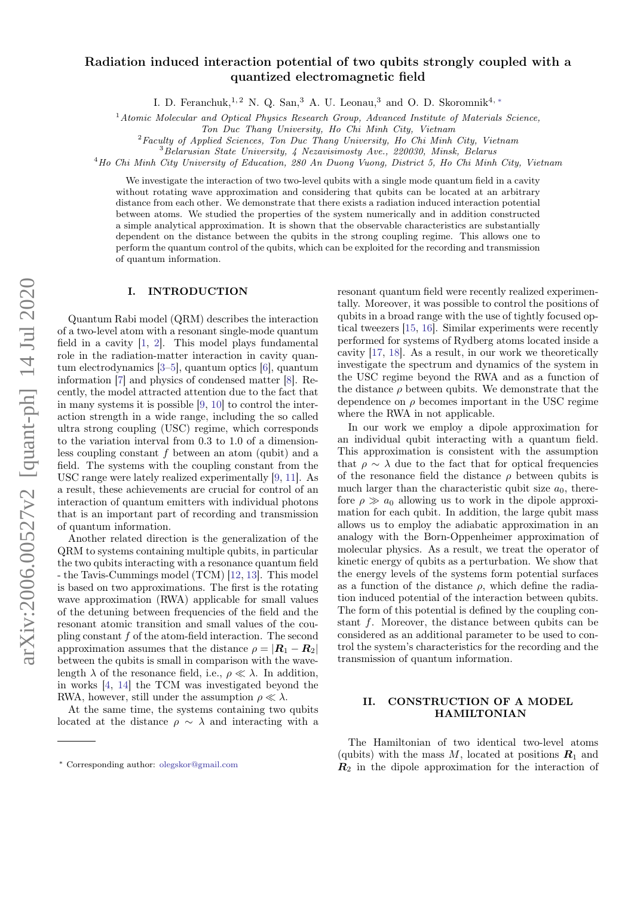# Radiation induced interaction potential of two qubits strongly coupled with a quantized electromagnetic field

I. D. Feranchuk,[1,2] N. Q. San,[3] A. U. Leonau,[3] and O. D. Skoromnik[4,*]

[1] *Atomic Molecular and Optical Physics Research Group, Advanced Institute of Materials Science, Ton Duc Thang University, Ho Chi Minh City, Vietnam*

[2] *Faculty of Applied Sciences, Ton Duc Thang University, Ho Chi Minh City, Vietnam*

[3] *Belarusian State University, 4 Nezavisimosty Ave., 220030, Minsk, Belarus*

[4] *Ho Chi Minh City University of Education, 280 An Duong Vuong, District 5, Ho Chi Minh City, Vietnam*

We investigate the interaction of two two-level qubits with a single mode quantum field in a cavity without rotating wave approximation and considering that qubits can be located at an arbitrary distance from each other. We demonstrate that there exists a radiation induced interaction potential between atoms. We studied the properties of the system numerically and in addition constructed a simple analytical approximation. It is shown that the observable characteristics are substantially dependent on the distance between the qubits in the strong coupling regime. This allows one to perform the quantum control of the qubits, which can be exploited for the recording and transmission of quantum information.

## I. INTRODUCTION

Quantum Rabi model (QRM) describes the interaction of a two-level atom with a resonant single-mode quantum field in a cavity [1, 2]. This model plays fundamental role in the radiation-matter interaction in cavity quantum electrodynamics [3–5], quantum optics [6], quantum information [7] and physics of condensed matter [8]. Recently, the model attracted attention due to the fact that in many systems it is possible [9, 10] to control the interaction strength in a wide range, including the so called ultra strong coupling (USC) regime, which corresponds to the variation interval from 0.3 to 1.0 of a dimensionless coupling constant $f$ between an atom (qubit) and a field. The systems with the coupling constant from the USC range were lately realized experimentally [9, 11]. As a result, these achievements are crucial for control of an interaction of quantum emitters with individual photons that is an important part of recording and transmission of quantum information.

Another related direction is the generalization of the QRM to systems containing multiple qubits, in particular the two qubits interacting with a resonance quantum field - the Tavis-Cummings model (TCM) [12, 13]. This model is based on two approximations. The first is the rotating wave approximation (RWA) applicable for small values of the detuning between frequencies of the field and the resonant atomic transition and small values of the coupling constant $f$ of the atom-field interaction. The second approximation assumes that the distance $\rho = |\boldsymbol{R}_1 - \boldsymbol{R}_2|$ between the qubits is small in comparison with the wavelength $\lambda$ of the resonance field, i.e., $\rho \ll \lambda$. In addition, in works [4, 14] the TCM was investigated beyond the RWA, however, still under the assumption $\rho \ll \lambda$.

At the same time, the systems containing two qubits located at the distance $\rho \sim \lambda$ and interacting with a resonant quantum field were recently realized experimentally. Moreover, it was possible to control the positions of qubits in a broad range with the use of tightly focused optical tweezers [15, 16]. Similar experiments were recently performed for systems of Rydberg atoms located inside a cavity [17, 18]. As a result, in our work we theoretically investigate the spectrum and dynamics of the system in the USC regime beyond the RWA and as a function of the distance $\rho$ between qubits. We demonstrate that the dependence on $\rho$ becomes important in the USC regime where the RWA in not applicable.

In our work we employ a dipole approximation for an individual qubit interacting with a quantum field. This approximation is consistent with the assumption that $\rho \sim \lambda$ due to the fact that for optical frequencies of the resonance field the distance $\rho$ between qubits is much larger than the characteristic qubit size $a_0$, therefore $\rho \gg a_0$ allowing us to work in the dipole approximation for each qubit. In addition, the large qubit mass allows us to employ the adiabatic approximation in an analogy with the Born-Oppenheimer approximation of molecular physics. As a result, we treat the operator of kinetic energy of qubits as a perturbation. We show that the energy levels of the systems form potential surfaces as a function of the distance $\rho$, which define the radiation induced potential of the interaction between qubits. The form of this potential is defined by the coupling constant $f$. Moreover, the distance between qubits can be considered as an additional parameter to be used to control the system's characteristics for the recording and the transmission of quantum information.

## II. CONSTRUCTION OF A MODEL HAMILTONIAN

The Hamiltonian of two identical two-level atoms (qubits) with the mass $M$, located at positions $\boldsymbol{R}_1$ and $\boldsymbol{R}_2$ in the dipole approximation for the interaction of

---

* Corresponding author: olegskor@gmail.com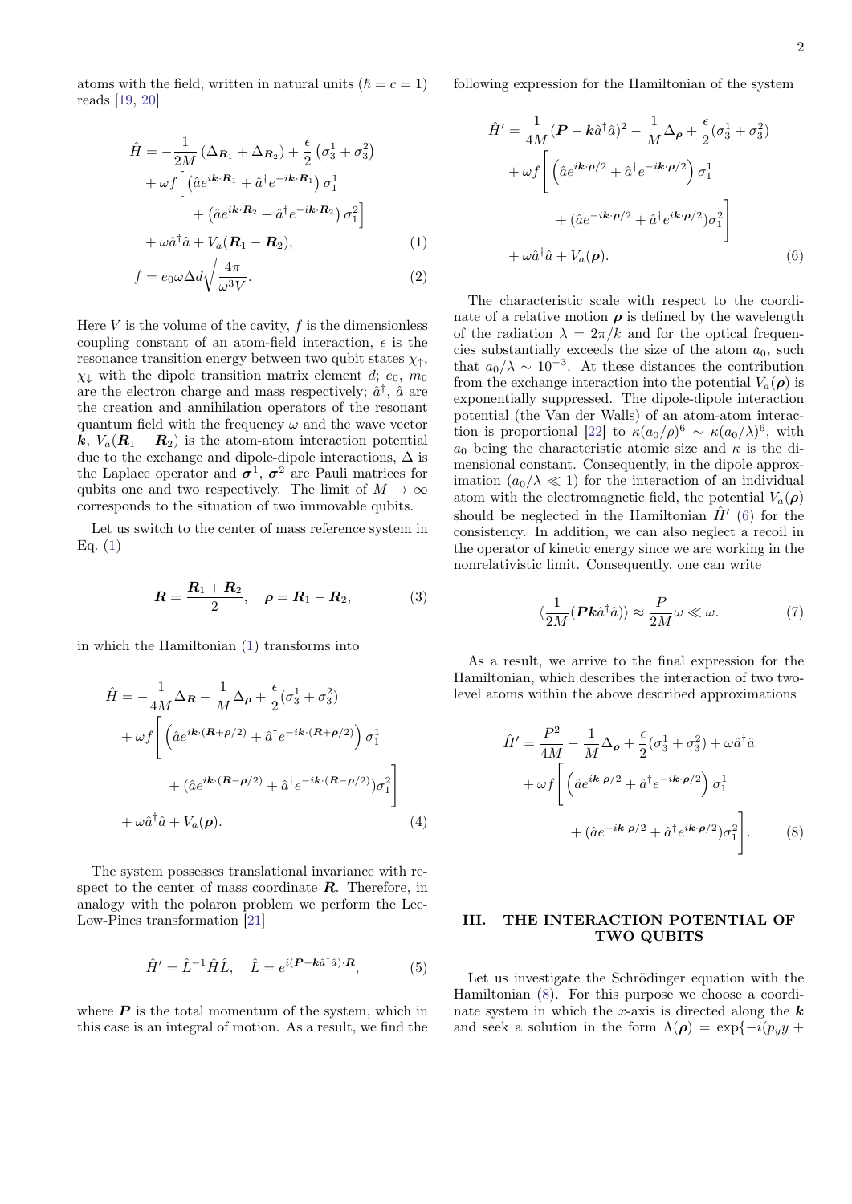atoms with the field, written in natural units ($\hbar = c = 1$) reads [19, 20]

$$
\begin{aligned}
\hat{H} = &-\frac{1}{2M}\left(\Delta_{\boldsymbol{R}_1} + \Delta_{\boldsymbol{R}_2}\right) + \frac{\epsilon}{2}\left(\sigma_3^1 + \sigma_3^2\right) \\
&+ \omega f\Big[\left(\hat{a}e^{i\boldsymbol{k}\cdot\boldsymbol{R}_1} + \hat{a}^\dagger e^{-i\boldsymbol{k}\cdot\boldsymbol{R}_1}\right)\sigma_1^1 \\
&\quad + \left(\hat{a}e^{i\boldsymbol{k}\cdot\boldsymbol{R}_2} + \hat{a}^\dagger e^{-i\boldsymbol{k}\cdot\boldsymbol{R}_2}\right)\sigma_1^2\Big] \\
&+ \omega\hat{a}^\dagger\hat{a} + V_a(\boldsymbol{R}_1 - \boldsymbol{R}_2),
\end{aligned} \tag{1}
$$

$$
f = e_0\omega\Delta d\sqrt{\frac{4\pi}{\omega^3 V}}. \tag{2}
$$

Here $V$ is the volume of the cavity, $f$ is the dimensionless coupling constant of an atom-field interaction, $\epsilon$ is the resonance transition energy between two qubit states $\chi_\uparrow$, $\chi_\downarrow$ with the dipole transition matrix element $d$; $e_0$, $m_0$ are the electron charge and mass respectively; $\hat{a}^\dagger$, $\hat{a}$ are the creation and annihilation operators of the resonant quantum field with the frequency $\omega$ and the wave vector $\boldsymbol{k}$, $V_a(\boldsymbol{R}_1 - \boldsymbol{R}_2)$ is the atom-atom interaction potential due to the exchange and dipole-dipole interactions, $\Delta$ is the Laplace operator and $\boldsymbol{\sigma}^1$, $\boldsymbol{\sigma}^2$ are Pauli matrices for qubits one and two respectively. The limit of $M \to \infty$ corresponds to the situation of two immovable qubits.

Let us switch to the center of mass reference system in Eq. (1)

$$
\boldsymbol{R} = \frac{\boldsymbol{R}_1 + \boldsymbol{R}_2}{2}, \quad \boldsymbol{\rho} = \boldsymbol{R}_1 - \boldsymbol{R}_2, \tag{3}
$$

in which the Hamiltonian (1) transforms into

$$
\begin{aligned}
\hat{H} = &-\frac{1}{4M}\Delta_{\boldsymbol{R}} - \frac{1}{M}\Delta_{\boldsymbol{\rho}} + \frac{\epsilon}{2}(\sigma_3^1 + \sigma_3^2) \\
&+ \omega f\Bigg[\left(\hat{a}e^{i\boldsymbol{k}\cdot(\boldsymbol{R}+\boldsymbol{\rho}/2)} + \hat{a}^\dagger e^{-i\boldsymbol{k}\cdot(\boldsymbol{R}+\boldsymbol{\rho}/2)}\right)\sigma_1^1 \\
&\quad + (\hat{a}e^{i\boldsymbol{k}\cdot(\boldsymbol{R}-\boldsymbol{\rho}/2)} + \hat{a}^\dagger e^{-i\boldsymbol{k}\cdot(\boldsymbol{R}-\boldsymbol{\rho}/2)})\sigma_1^2\Bigg] \\
&+ \omega\hat{a}^\dagger\hat{a} + V_a(\boldsymbol{\rho}).
\end{aligned} \tag{4}
$$

The system possesses translational invariance with respect to the center of mass coordinate $\boldsymbol{R}$. Therefore, in analogy with the polaron problem we perform the Lee-Low-Pines transformation [21]

$$
\hat{H}' = \hat{L}^{-1}\hat{H}\hat{L}, \quad \hat{L} = e^{i(\boldsymbol{P} - \boldsymbol{k}\hat{a}^\dagger\hat{a})\cdot\boldsymbol{R}}, \tag{5}
$$

where $\boldsymbol{P}$ is the total momentum of the system, which in this case is an integral of motion. As a result, we find the following expression for the Hamiltonian of the system

$$
\begin{aligned}
\hat{H}' = &\frac{1}{4M}(\boldsymbol{P} - \boldsymbol{k}\hat{a}^\dagger\hat{a})^2 - \frac{1}{M}\Delta_{\boldsymbol{\rho}} + \frac{\epsilon}{2}(\sigma_3^1 + \sigma_3^2) \\
&+ \omega f\Bigg[\left(\hat{a}e^{i\boldsymbol{k}\cdot\boldsymbol{\rho}/2} + \hat{a}^\dagger e^{-i\boldsymbol{k}\cdot\boldsymbol{\rho}/2}\right)\sigma_1^1 \\
&\quad + (\hat{a}e^{-i\boldsymbol{k}\cdot\boldsymbol{\rho}/2} + \hat{a}^\dagger e^{i\boldsymbol{k}\cdot\boldsymbol{\rho}/2})\sigma_1^2\Bigg] \\
&+ \omega\hat{a}^\dagger\hat{a} + V_a(\boldsymbol{\rho}).
\end{aligned} \tag{6}
$$

The characteristic scale with respect to the coordinate of a relative motion $\boldsymbol{\rho}$ is defined by the wavelength of the radiation $\lambda = 2\pi/k$ and for the optical frequencies substantially exceeds the size of the atom $a_0$, such that $a_0/\lambda \sim 10^{-3}$. At these distances the contribution from the exchange interaction into the potential $V_a(\boldsymbol{\rho})$ is exponentially suppressed. The dipole-dipole interaction potential (the Van der Walls) of an atom-atom interaction is proportional [22] to $\kappa(a_0/\rho)^6 \sim \kappa(a_0/\lambda)^6$, with $a_0$ being the characteristic atomic size and $\kappa$ is the dimensional constant. Consequently, in the dipole approximation ($a_0/\lambda \ll 1$) for the interaction of an individual atom with the electromagnetic field, the potential $V_a(\boldsymbol{\rho})$ should be neglected in the Hamiltonian $\hat{H}'$ (6) for the consistency. In addition, we can also neglect a recoil in the operator of kinetic energy since we are working in the nonrelativistic limit. Consequently, one can write

$$
\langle\frac{1}{2M}(\boldsymbol{P}\boldsymbol{k}\hat{a}^\dagger\hat{a})\rangle \approx \frac{P}{2M}\omega \ll \omega. \tag{7}
$$

As a result, we arrive to the final expression for the Hamiltonian, which describes the interaction of two two-level atoms within the above described approximations

$$
\begin{aligned}
\hat{H}' = &\frac{P^2}{4M} - \frac{1}{M}\Delta_{\boldsymbol{\rho}} + \frac{\epsilon}{2}(\sigma_3^1 + \sigma_3^2) + \omega\hat{a}^\dagger\hat{a} \\
&+ \omega f\Bigg[\left(\hat{a}e^{i\boldsymbol{k}\cdot\boldsymbol{\rho}/2} + \hat{a}^\dagger e^{-i\boldsymbol{k}\cdot\boldsymbol{\rho}/2}\right)\sigma_1^1 \\
&\quad + (\hat{a}e^{-i\boldsymbol{k}\cdot\boldsymbol{\rho}/2} + \hat{a}^\dagger e^{i\boldsymbol{k}\cdot\boldsymbol{\rho}/2})\sigma_1^2\Bigg].
\end{aligned} \tag{8}
$$

## III. THE INTERACTION POTENTIAL OF TWO QUBITS

Let us investigate the Schrödinger equation with the Hamiltonian (8). For this purpose we choose a coordinate system in which the $x$-axis is directed along the $\boldsymbol{k}$ and seek a solution in the form $\Lambda(\boldsymbol{\rho}) = \exp\{-i(p_y y +$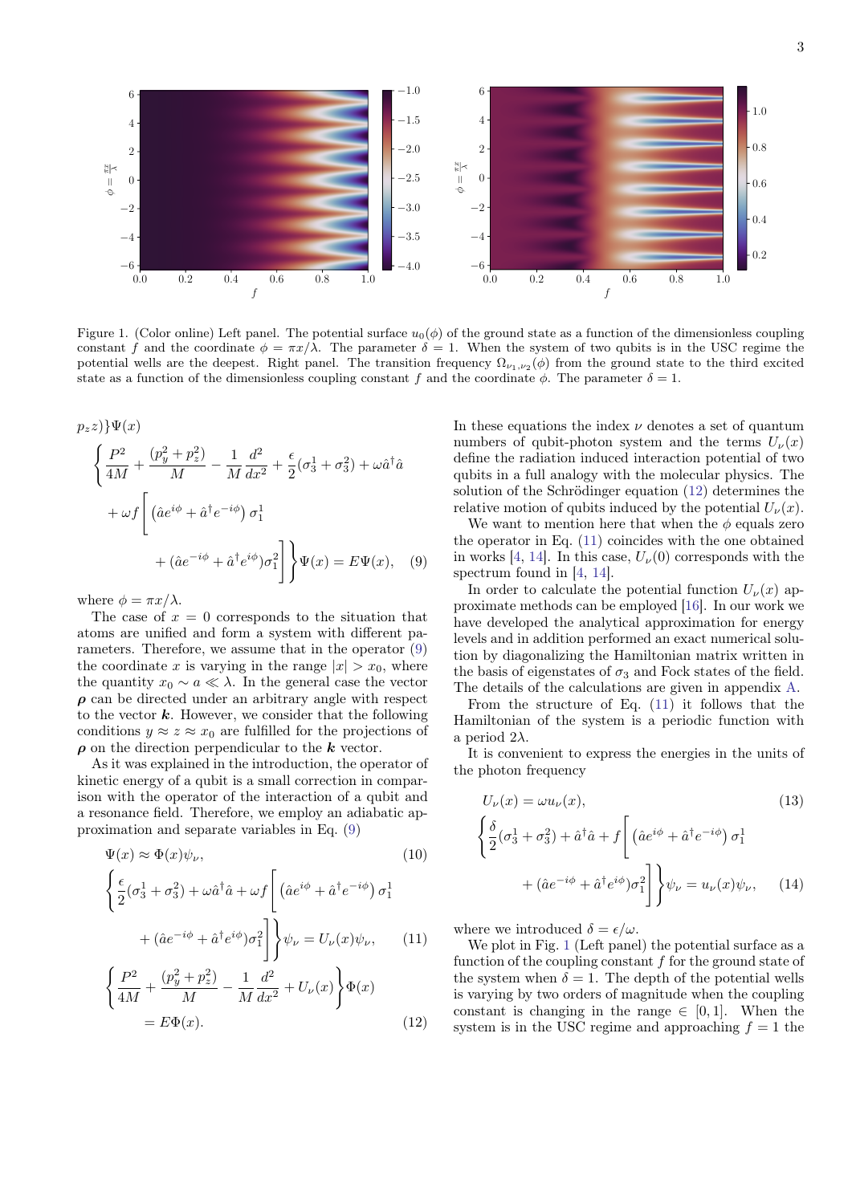Figure 1. (Color online) Left panel. The potential surface $u_0(\phi)$ of the ground state as a function of the dimensionless coupling constant $f$ and the coordinate $\phi = \pi x/\lambda$. The parameter $\delta = 1$. When the system of two qubits is in the USC regime the potential wells are the deepest. Right panel. The transition frequency $\Omega_{\nu_1,\nu_2}(\phi)$ from the ground state to the third excited state as a function of the dimensionless coupling constant $f$ and the coordinate $\phi$. The parameter $\delta = 1$.

$$
p_z z)\}\Psi(x)
$$

$$
\left\{\frac{P^2}{4M} + \frac{(p_y^2+p_z^2)}{M} - \frac{1}{M}\frac{d^2}{dx^2} + \frac{\epsilon}{2}(\sigma_3^1+\sigma_3^2) + \omega\hat{a}^\dagger\hat{a} + \omega f\left[\left(\hat{a}e^{i\phi} + \hat{a}^\dagger e^{-i\phi}\right)\sigma_1^1 + (\hat{a}e^{-i\phi} + \hat{a}^\dagger e^{i\phi})\sigma_1^2\right]\right\}\Psi(x) = E\Psi(x), \quad (9)
$$

where $\phi = \pi x/\lambda$.

The case of $x = 0$ corresponds to the situation that atoms are unified and form a system with different parameters. Therefore, we assume that in the operator (9) the coordinate $x$ is varying in the range $|x| > x_0$, where the quantity $x_0 \sim a \ll \lambda$. In the general case the vector $\boldsymbol{\rho}$ can be directed under an arbitrary angle with respect to the vector $\boldsymbol{k}$. However, we consider that the following conditions $y \approx z \approx x_0$ are fulfilled for the projections of $\boldsymbol{\rho}$ on the direction perpendicular to the $\boldsymbol{k}$ vector.

As it was explained in the introduction, the operator of kinetic energy of a qubit is a small correction in comparison with the operator of the interaction of a qubit and a resonance field. Therefore, we employ an adiabatic approximation and separate variables in Eq. (9)

$$
\Psi(x) \approx \Phi(x)\psi_\nu, \quad (10)
$$

$$
\left\{\frac{\epsilon}{2}(\sigma_3^1+\sigma_3^2) + \omega\hat{a}^\dagger\hat{a} + \omega f\left[\left(\hat{a}e^{i\phi} + \hat{a}^\dagger e^{-i\phi}\right)\sigma_1^1 + (\hat{a}e^{-i\phi} + \hat{a}^\dagger e^{i\phi})\sigma_1^2\right]\right\}\psi_\nu = U_\nu(x)\psi_\nu, \quad (11)
$$

$$
\left\{\frac{P^2}{4M} + \frac{(p_y^2+p_z^2)}{M} - \frac{1}{M}\frac{d^2}{dx^2} + U_\nu(x)\right\}\Phi(x) = E\Phi(x). \quad (12)
$$

In these equations the index $\nu$ denotes a set of quantum numbers of qubit-photon system and the terms $U_\nu(x)$ define the radiation induced interaction potential of two qubits in a full analogy with the molecular physics. The solution of the Schrödinger equation (12) determines the relative motion of qubits induced by the potential $U_\nu(x)$.

We want to mention here that when the $\phi$ equals zero the operator in Eq. (11) coincides with the one obtained in works [4, 14]. In this case, $U_\nu(0)$ corresponds with the spectrum found in [4, 14].

In order to calculate the potential function $U_\nu(x)$ approximate methods can be employed [16]. In our work we have developed the analytical approximation for energy levels and in addition performed an exact numerical solution by diagonalizing the Hamiltonian matrix written in the basis of eigenstates of $\sigma_3$ and Fock states of the field. The details of the calculations are given in appendix A.

From the structure of Eq. (11) it follows that the Hamiltonian of the system is a periodic function with a period $2\lambda$.

It is convenient to express the energies in the units of the photon frequency

$$
U_\nu(x) = \omega u_\nu(x), \quad (13)
$$

$$
\left\{\frac{\delta}{2}(\sigma_3^1+\sigma_3^2) + \hat{a}^\dagger\hat{a} + f\left[\left(\hat{a}e^{i\phi} + \hat{a}^\dagger e^{-i\phi}\right)\sigma_1^1 + (\hat{a}e^{-i\phi} + \hat{a}^\dagger e^{i\phi})\sigma_1^2\right]\right\}\psi_\nu = u_\nu(x)\psi_\nu, \quad (14)
$$

where we introduced $\delta = \epsilon/\omega$.

We plot in Fig. 1 (Left panel) the potential surface as a function of the coupling constant $f$ for the ground state of the system when $\delta = 1$. The depth of the potential wells is varying by two orders of magnitude when the coupling constant is changing in the range $\in [0, 1]$. When the system is in the USC regime and approaching $f = 1$ the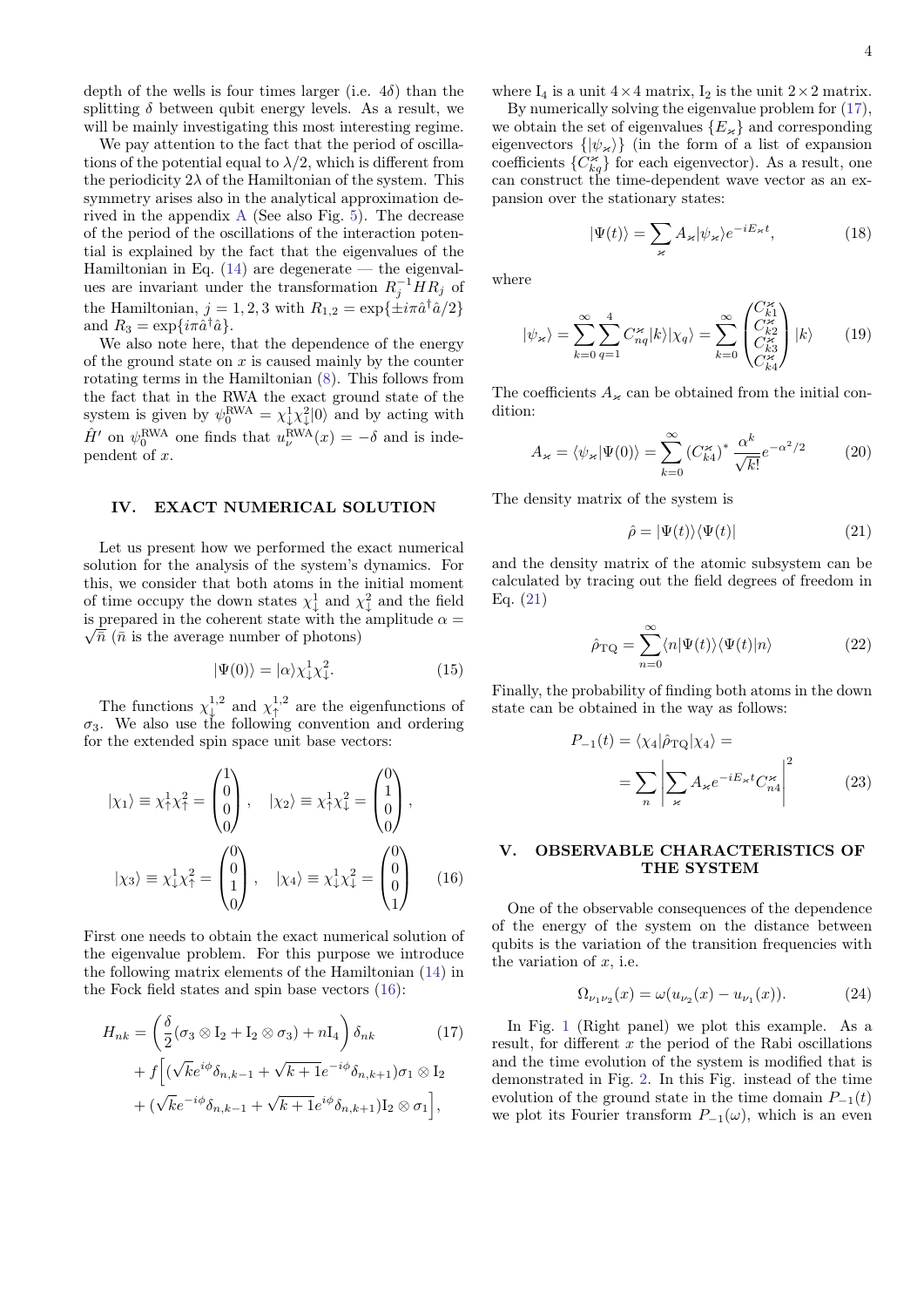depth of the wells is four times larger (i.e. $4\delta$) than the splitting $\delta$ between qubit energy levels. As a result, we will be mainly investigating this most interesting regime.

We pay attention to the fact that the period of oscillations of the potential equal to $\lambda/2$, which is different from the periodicity $2\lambda$ of the Hamiltonian of the system. This symmetry arises also in the analytical approximation derived in the appendix A (See also Fig. 5). The decrease of the period of the oscillations of the interaction potential is explained by the fact that the eigenvalues of the Hamiltonian in Eq. (14) are degenerate — the eigenvalues are invariant under the transformation $R_j^{-1}HR_j$ of the Hamiltonian, $j = 1, 2, 3$ with $R_{1,2} = \exp\{\pm i\pi\hat{a}^\dagger\hat{a}/2\}$ and $R_3 = \exp\{i\pi\hat{a}^\dagger\hat{a}\}$.

We also note here, that the dependence of the energy of the ground state on $x$ is caused mainly by the counter rotating terms in the Hamiltonian (8). This follows from the fact that in the RWA the exact ground state of the system is given by $\psi_0^{\mathrm{RWA}} = \chi_\downarrow^1\chi_\downarrow^2|0\rangle$ and by acting with $\hat{H}'$ on $\psi_0^{\mathrm{RWA}}$ one finds that $u_\nu^{\mathrm{RWA}}(x) = -\delta$ and is independent of $x$.

## IV. EXACT NUMERICAL SOLUTION

Let us present how we performed the exact numerical solution for the analysis of the system's dynamics. For this, we consider that both atoms in the initial moment of time occupy the down states $\chi_\downarrow^1$ and $\chi_\downarrow^2$ and the field is prepared in the coherent state with the amplitude $\alpha = \sqrt{\bar{n}}$ ($\bar{n}$ is the average number of photons)

$$|\Psi(0)\rangle = |\alpha\rangle\chi_\downarrow^1\chi_\downarrow^2. \tag{15}$$

The functions $\chi_\downarrow^{1,2}$ and $\chi_\uparrow^{1,2}$ are the eigenfunctions of $\sigma_3$. We also use the following convention and ordering for the extended spin space unit base vectors:

$$|\chi_1\rangle \equiv \chi_\uparrow^1\chi_\uparrow^2 = \begin{pmatrix}1\\0\\0\\0\end{pmatrix}, \quad |\chi_2\rangle \equiv \chi_\uparrow^1\chi_\downarrow^2 = \begin{pmatrix}0\\1\\0\\0\end{pmatrix},$$

$$|\chi_3\rangle \equiv \chi_\downarrow^1\chi_\uparrow^2 = \begin{pmatrix}0\\0\\1\\0\end{pmatrix}, \quad |\chi_4\rangle \equiv \chi_\downarrow^1\chi_\downarrow^2 = \begin{pmatrix}0\\0\\0\\1\end{pmatrix} \tag{16}$$

First one needs to obtain the exact numerical solution of the eigenvalue problem. For this purpose we introduce the following matrix elements of the Hamiltonian (14) in the Fock field states and spin base vectors (16):

$$\begin{aligned}H_{nk} &= \left(\frac{\delta}{2}(\sigma_3\otimes \mathrm{I}_2 + \mathrm{I}_2\otimes\sigma_3) + n\mathrm{I}_4\right)\delta_{nk} \\ &+ f\Big[(\sqrt{k}e^{i\phi}\delta_{n,k-1} + \sqrt{k+1}e^{-i\phi}\delta_{n,k+1})\sigma_1\otimes \mathrm{I}_2 \\ &+ (\sqrt{k}e^{-i\phi}\delta_{n,k-1} + \sqrt{k+1}e^{i\phi}\delta_{n,k+1})\mathrm{I}_2\otimes\sigma_1\Big],\end{aligned} \tag{17}$$

where $\mathrm{I}_4$ is a unit $4\times4$ matrix, $\mathrm{I}_2$ is the unit $2\times2$ matrix.

By numerically solving the eigenvalue problem for (17), we obtain the set of eigenvalues $\{E_\varkappa\}$ and corresponding eigenvectors $\{|\psi_\varkappa\rangle\}$ (in the form of a list of expansion coefficients $\{C_{kq}^\varkappa\}$ for each eigenvector). As a result, one can construct the time-dependent wave vector as an expansion over the stationary states:

$$|\Psi(t)\rangle = \sum_\varkappa A_\varkappa|\psi_\varkappa\rangle e^{-iE_\varkappa t}, \tag{18}$$

where

$$|\psi_\varkappa\rangle = \sum_{k=0}^{\infty}\sum_{q=1}^{4} C_{nq}^\varkappa|k\rangle|\chi_q\rangle = \sum_{k=0}^{\infty}\begin{pmatrix}C_{k1}^\varkappa\\C_{k2}^\varkappa\\C_{k3}^\varkappa\\C_{k4}^\varkappa\end{pmatrix}|k\rangle \tag{19}$$

The coefficients $A_\varkappa$ can be obtained from the initial condition:

$$A_\varkappa = \langle\psi_\varkappa|\Psi(0)\rangle = \sum_{k=0}^{\infty}(C_{k4}^\varkappa)^*\frac{\alpha^k}{\sqrt{k!}}e^{-\alpha^2/2} \tag{20}$$

The density matrix of the system is

$$\hat{\rho} = |\Psi(t)\rangle\langle\Psi(t)| \tag{21}$$

and the density matrix of the atomic subsystem can be calculated by tracing out the field degrees of freedom in Eq. (21)

$$\hat{\rho}_{\mathrm{TQ}} = \sum_{n=0}^{\infty}\langle n|\Psi(t)\rangle\langle\Psi(t)|n\rangle \tag{22}$$

Finally, the probability of finding both atoms in the down state can be obtained in the way as follows:

$$\begin{aligned}P_{-1}(t) &= \langle\chi_4|\hat{\rho}_{\mathrm{TQ}}|\chi_4\rangle = \\ &= \sum_n\left|\sum_\varkappa A_\varkappa e^{-iE_\varkappa t}C_{n4}^\varkappa\right|^2\end{aligned} \tag{23}$$

## V. OBSERVABLE CHARACTERISTICS OF THE SYSTEM

One of the observable consequences of the dependence of the energy of the system on the distance between qubits is the variation of the transition frequencies with the variation of $x$, i.e.

$$\Omega_{\nu_1\nu_2}(x) = \omega(u_{\nu_2}(x) - u_{\nu_1}(x)). \tag{24}$$

In Fig. 1 (Right panel) we plot this example. As a result, for different $x$ the period of the Rabi oscillations and the time evolution of the system is modified that is demonstrated in Fig. 2. In this Fig. instead of the time evolution of the ground state in the time domain $P_{-1}(t)$ we plot its Fourier transform $P_{-1}(\omega)$, which is an even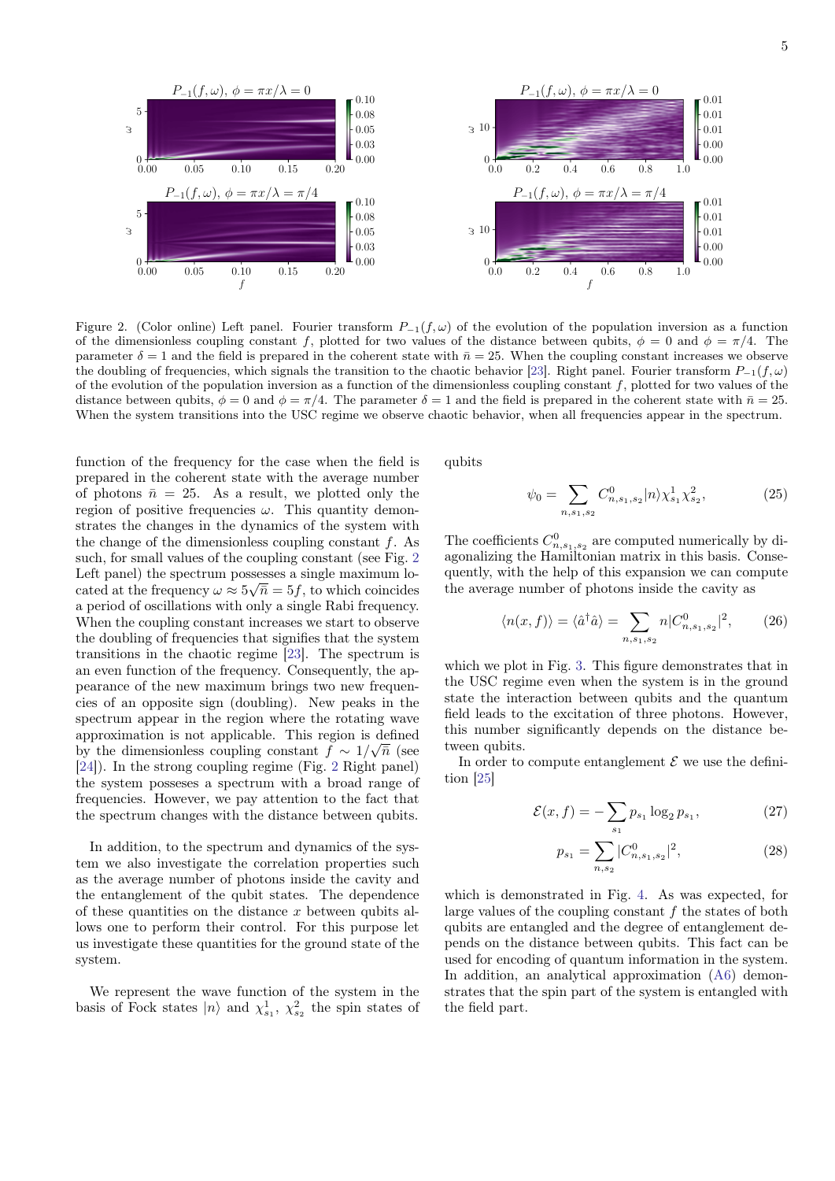Figure 2. (Color online) Left panel. Fourier transform $P_{-1}(f, \omega)$ of the evolution of the population inversion as a function of the dimensionless coupling constant $f$, plotted for two values of the distance between qubits, $\phi = 0$ and $\phi = \pi/4$. The parameter $\delta = 1$ and the field is prepared in the coherent state with $\bar{n} = 25$. When the coupling constant increases we observe the doubling of frequencies, which signals the transition to the chaotic behavior [23]. Right panel. Fourier transform $P_{-1}(f, \omega)$ of the evolution of the population inversion as a function of the dimensionless coupling constant $f$, plotted for two values of the distance between qubits, $\phi = 0$ and $\phi = \pi/4$. The parameter $\delta = 1$ and the field is prepared in the coherent state with $\bar{n} = 25$. When the system transitions into the USC regime we observe chaotic behavior, when all frequencies appear in the spectrum.

function of the frequency for the case when the field is prepared in the coherent state with the average number of photons $\bar{n} = 25$. As a result, we plotted only the region of positive frequencies $\omega$. This quantity demonstrates the changes in the dynamics of the system with the change of the dimensionless coupling constant $f$. As such, for small values of the coupling constant (see Fig. 2 Left panel) the spectrum possesses a single maximum located at the frequency $\omega \approx 5\sqrt{\bar{n}} = 5f$, to which coincides a period of oscillations with only a single Rabi frequency. When the coupling constant increases we start to observe the doubling of frequencies that signifies that the system transitions in the chaotic regime [23]. The spectrum is an even function of the frequency. Consequently, the appearance of the new maximum brings two new frequencies of an opposite sign (doubling). New peaks in the spectrum appear in the region where the rotating wave approximation is not applicable. This region is defined by the dimensionless coupling constant $f \sim 1/\sqrt{\bar{n}}$ (see [24]). In the strong coupling regime (Fig. 2 Right panel) the system posseses a spectrum with a broad range of frequencies. However, we pay attention to the fact that the spectrum changes with the distance between qubits.

In addition, to the spectrum and dynamics of the system we also investigate the correlation properties such as the average number of photons inside the cavity and the entanglement of the qubit states. The dependence of these quantities on the distance $x$ between qubits allows one to perform their control. For this purpose let us investigate these quantities for the ground state of the system.

We represent the wave function of the system in the basis of Fock states $|n\rangle$ and $\chi^1_{s_1}$, $\chi^2_{s_2}$ the spin states of qubits

$$\psi_0 = \sum_{n,s_1,s_2} C^0_{n,s_1,s_2} |n\rangle \chi^1_{s_1} \chi^2_{s_2}, \tag{25}$$

The coefficients $C^0_{n,s_1,s_2}$ are computed numerically by diagonalizing the Hamiltonian matrix in this basis. Consequently, with the help of this expansion we can compute the average number of photons inside the cavity as

$$\langle n(x,f)\rangle = \langle \hat{a}^\dagger \hat{a} \rangle = \sum_{n,s_1,s_2} n |C^0_{n,s_1,s_2}|^2, \tag{26}$$

which we plot in Fig. 3. This figure demonstrates that in the USC regime even when the system is in the ground state the interaction between qubits and the quantum field leads to the excitation of three photons. However, this number significantly depends on the distance between qubits.

In order to compute entanglement $\mathcal{E}$ we use the definition [25]

$$\mathcal{E}(x,f) = -\sum_{s_1} p_{s_1} \log_2 p_{s_1}, \tag{27}$$

$$p_{s_1} = \sum_{n,s_2} |C^0_{n,s_1,s_2}|^2, \tag{28}$$

which is demonstrated in Fig. 4. As was expected, for large values of the coupling constant $f$ the states of both qubits are entangled and the degree of entanglement depends on the distance between qubits. This fact can be used for encoding of quantum information in the system. In addition, an analytical approximation (A6) demonstrates that the spin part of the system is entangled with the field part.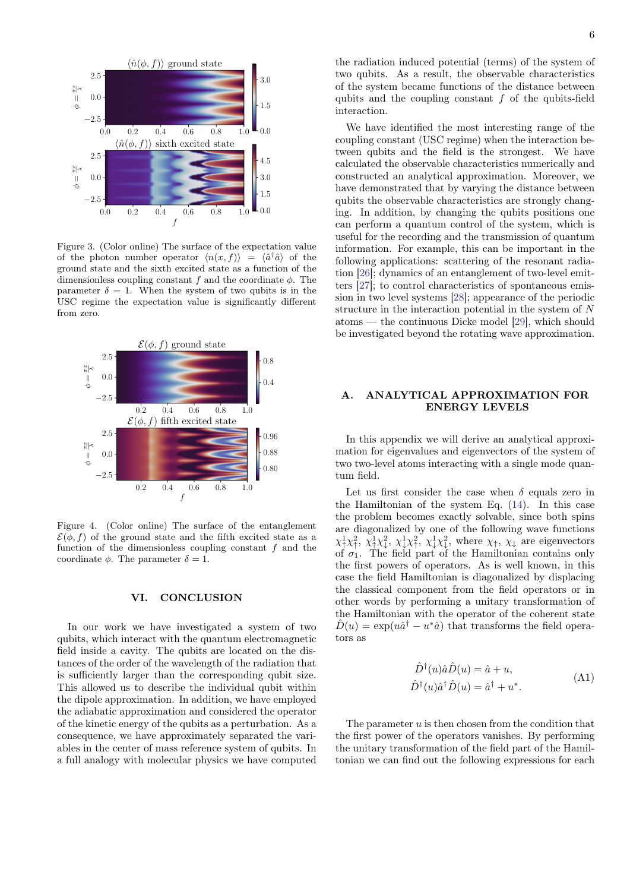Figure 3. (Color online) The surface of the expectation value of the photon number operator $\langle n(x, f)\rangle = \langle \hat{a}^\dagger \hat{a}\rangle$ of the ground state and the sixth excited state as a function of the dimensionless coupling constant $f$ and the coordinate $\phi$. The parameter $\delta = 1$. When the system of two qubits is in the USC regime the expectation value is significantly different from zero.

Figure 4. (Color online) The surface of the entanglement $\mathcal{E}(\phi, f)$ of the ground state and the fifth excited state as a function of the dimensionless coupling constant $f$ and the coordinate $\phi$. The parameter $\delta = 1$.

## VI. CONCLUSION

In our work we have investigated a system of two qubits, which interact with the quantum electromagnetic field inside a cavity. The qubits are located on the distances of the order of the wavelength of the radiation that is sufficiently larger than the corresponding qubit size. This allowed us to describe the individual qubit within the dipole approximation. In addition, we have employed the adiabatic approximation and considered the operator of the kinetic energy of the qubits as a perturbation. As a consequence, we have approximately separated the variables in the center of mass reference system of qubits. In a full analogy with molecular physics we have computed the radiation induced potential (terms) of the system of two qubits. As a result, the observable characteristics of the system became functions of the distance between qubits and the coupling constant $f$ of the qubits-field interaction.

We have identified the most interesting range of the coupling constant (USC regime) when the interaction between qubits and the field is the strongest. We have calculated the observable characteristics numerically and constructed an analytical approximation. Moreover, we have demonstrated that by varying the distance between qubits the observable characteristics are strongly changing. In addition, by changing the qubits positions one can perform a quantum control of the system, which is useful for the recording and the transmission of quantum information. For example, this can be important in the following applications: scattering of the resonant radiation [26]; dynamics of an entanglement of two-level emitters [27]; to control characteristics of spontaneous emission in two level systems [28]; appearance of the periodic structure in the interaction potential in the system of $N$ atoms — the continuous Dicke model [29], which should be investigated beyond the rotating wave approximation.

## A. ANALYTICAL APPROXIMATION FOR ENERGY LEVELS

In this appendix we will derive an analytical approximation for eigenvalues and eigenvectors of the system of two two-level atoms interacting with a single mode quantum field.

Let us first consider the case when $\delta$ equals zero in the Hamiltonian of the system Eq. (14). In this case the problem becomes exactly solvable, since both spins are diagonalized by one of the following wave functions $\chi^1_\uparrow \chi^2_\uparrow$, $\chi^1_\uparrow \chi^2_\downarrow$, $\chi^1_\downarrow \chi^2_\uparrow$, $\chi^1_\downarrow \chi^2_\downarrow$, where $\chi_\uparrow$, $\chi_\downarrow$ are eigenvectors of $\sigma_1$. The field part of the Hamiltonian contains only the first powers of operators. As is well known, in this case the field Hamiltonian is diagonalized by displacing the classical component from the field operators or in other words by performing a unitary transformation of the Hamiltonian with the operator of the coherent state $\hat{D}(u) = \exp(u\hat{a}^\dagger - u^*\hat{a})$ that transforms the field operators as

$$
\begin{aligned}
\hat{D}^\dagger(u)\hat{a}\hat{D}(u) &= \hat{a} + u, \\
\hat{D}^\dagger(u)\hat{a}^\dagger\hat{D}(u) &= \hat{a}^\dagger + u^*.
\end{aligned}
\tag{A1}
$$

The parameter $u$ is then chosen from the condition that the first power of the operators vanishes. By performing the unitary transformation of the field part of the Hamiltonian we can find out the following expressions for each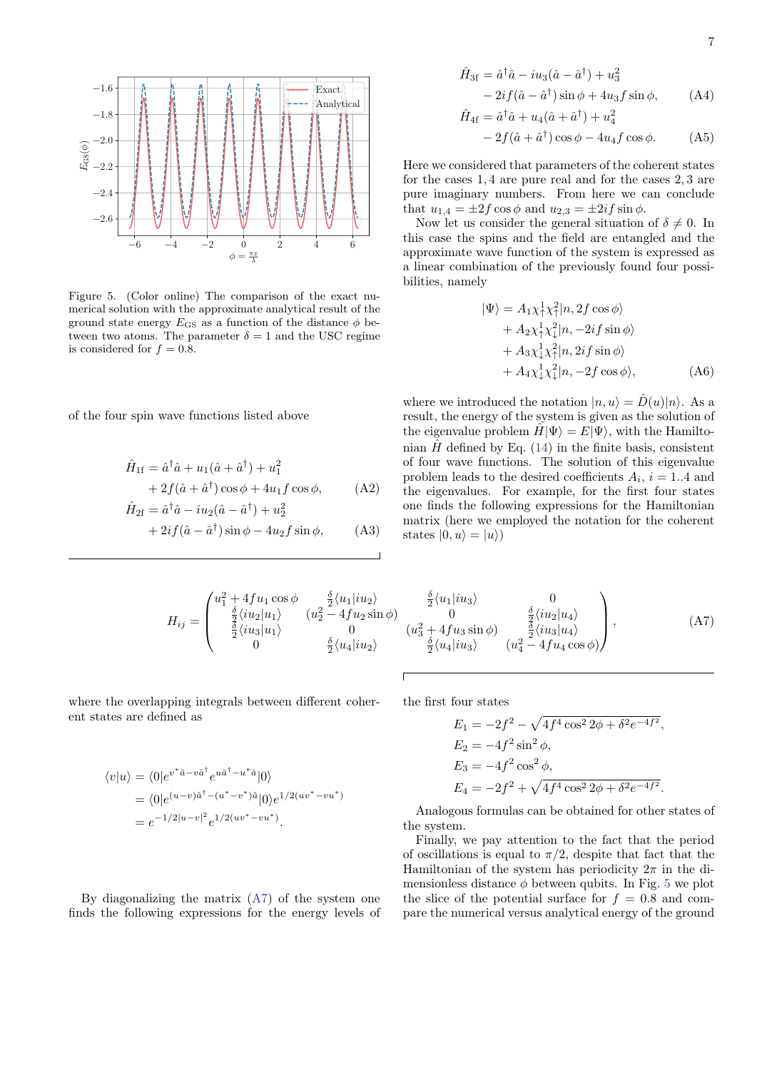Figure 5. (Color online) The comparison of the exact numerical solution with the approximate analytical result of the ground state energy $E_{\rm GS}$ as a function of the distance $\phi$ between two atoms. The parameter $\delta = 1$ and the USC regime is considered for $f = 0.8$.

of the four spin wave functions listed above

$$\hat{H}_{1\rm f} = \hat{a}^\dagger\hat{a} + u_1(\hat{a}+\hat{a}^\dagger) + u_1^2 + 2f(\hat{a}+\hat{a}^\dagger)\cos\phi + 4u_1 f\cos\phi, \tag{A2}$$

$$\hat{H}_{2\rm f} = \hat{a}^\dagger\hat{a} - iu_2(\hat{a}-\hat{a}^\dagger) + u_2^2 + 2if(\hat{a}-\hat{a}^\dagger)\sin\phi - 4u_2 f\sin\phi, \tag{A3}$$

$$\hat{H}_{3\rm f} = \hat{a}^\dagger\hat{a} - iu_3(\hat{a}-\hat{a}^\dagger) + u_3^2 - 2if(\hat{a}-\hat{a}^\dagger)\sin\phi + 4u_3 f\sin\phi, \tag{A4}$$

$$\hat{H}_{4\rm f} = \hat{a}^\dagger\hat{a} + u_4(\hat{a}+\hat{a}^\dagger) + u_4^2 - 2f(\hat{a}+\hat{a}^\dagger)\cos\phi - 4u_4 f\cos\phi. \tag{A5}$$

Here we considered that parameters of the coherent states for the cases $1, 4$ are pure real and for the cases $2, 3$ are pure imaginary numbers. From here we can conclude that $u_{1,4} = \pm 2f\cos\phi$ and $u_{2,3} = \pm 2if\sin\phi$.

Now let us consider the general situation of $\delta \neq 0$. In this case the spins and the field are entangled and the approximate wave function of the system is expressed as a linear combination of the previously found four possibilities, namely

$$\begin{aligned}|\Psi\rangle = {} & A_1\chi^1_\uparrow\chi^2_\uparrow|n, 2f\cos\phi\rangle \\ & + A_2\chi^1_\uparrow\chi^2_\downarrow|n, -2if\sin\phi\rangle \\ & + A_3\chi^1_\downarrow\chi^2_\uparrow|n, 2if\sin\phi\rangle \\ & + A_4\chi^1_\downarrow\chi^2_\downarrow|n, -2f\cos\phi\rangle,\end{aligned} \tag{A6}$$

where we introduced the notation $|n,u\rangle = \hat{D}(u)|n\rangle$. As a result, the energy of the system is given as the solution of the eigenvalue problem $\hat{H}|\Psi\rangle = E|\Psi\rangle$, with the Hamiltonian $\hat{H}$ defined by Eq. (14) in the finite basis, consistent of four wave functions. The solution of this eigenvalue problem leads to the desired coefficients $A_i$, $i = 1..4$ and the eigenvalues. For example, for the first four states one finds the following expressions for the Hamiltonian matrix (here we employed the notation for the coherent states $|0,u\rangle = |u\rangle$)

$$H_{ij} = \begin{pmatrix} u_1^2 + 4fu_1\cos\phi & \frac{\delta}{2}\langle u_1|iu_2\rangle & \frac{\delta}{2}\langle u_1|iu_3\rangle & 0 \\ \frac{\delta}{2}\langle iu_2|u_1\rangle & (u_2^2 - 4fu_2\sin\phi) & 0 & \frac{\delta}{2}\langle iu_2|u_4\rangle \\ \frac{\delta}{2}\langle iu_3|u_1\rangle & 0 & (u_3^2 + 4fu_3\sin\phi) & \frac{\delta}{2}\langle iu_3|u_4\rangle \\ 0 & \frac{\delta}{2}\langle u_4|iu_2\rangle & \frac{\delta}{2}\langle u_4|iu_3\rangle & (u_4^2 - 4fu_4\cos\phi) \end{pmatrix}, \tag{A7}$$

where the overlapping integrals between different coherent states are defined as

$$\begin{aligned}\langle v|u\rangle &= \langle 0|e^{v^*\hat{a} - v\hat{a}^\dagger}e^{u\hat{a}^\dagger - u^*\hat{a}}|0\rangle \\ &= \langle 0|e^{(u-v)\hat{a}^\dagger - (u^*-v^*)\hat{a}}|0\rangle e^{1/2(uv^* - vu^*)} \\ &= e^{-1/2|u-v|^2}e^{1/2(uv^* - vu^*)}.\end{aligned}$$

By diagonalizing the matrix (A7) of the system one finds the following expressions for the energy levels of the first four states

$$E_1 = -2f^2 - \sqrt{4f^4\cos^2 2\phi + \delta^2 e^{-4f^2}},$$
$$E_2 = -4f^2\sin^2\phi,$$
$$E_3 = -4f^2\cos^2\phi,$$
$$E_4 = -2f^2 + \sqrt{4f^4\cos^2 2\phi + \delta^2 e^{-4f^2}}.$$

Analogous formulas can be obtained for other states of the system.

Finally, we pay attention to the fact that the period of oscillations is equal to $\pi/2$, despite that fact that the Hamiltonian of the system has periodicity $2\pi$ in the dimensionless distance $\phi$ between qubits. In Fig. 5 we plot the slice of the potential surface for $f = 0.8$ and compare the numerical versus analytical energy of the ground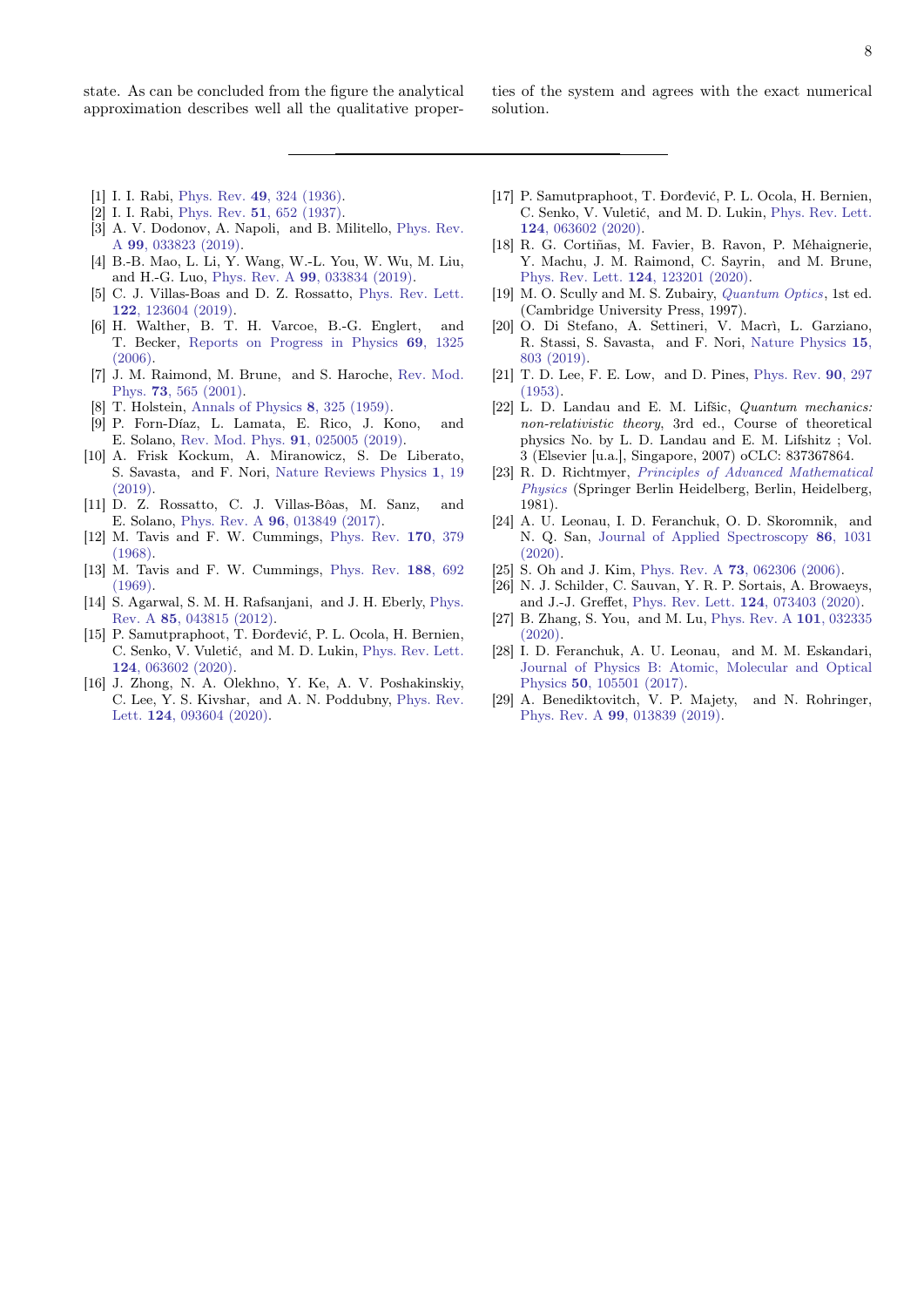state. As can be concluded from the figure the analytical approximation describes well all the qualitative properties of the system and agrees with the exact numerical solution.

---

[1] I. I. Rabi, Phys. Rev. **49**, 324 (1936).
[2] I. I. Rabi, Phys. Rev. **51**, 652 (1937).
[3] A. V. Dodonov, A. Napoli, and B. Militello, Phys. Rev. A **99**, 033823 (2019).
[4] B.-B. Mao, L. Li, Y. Wang, W.-L. You, W. Wu, M. Liu, and H.-G. Luo, Phys. Rev. A **99**, 033834 (2019).
[5] C. J. Villas-Boas and D. Z. Rossatto, Phys. Rev. Lett. **122**, 123604 (2019).
[6] H. Walther, B. T. H. Varcoe, B.-G. Englert, and T. Becker, Reports on Progress in Physics **69**, 1325 (2006).
[7] J. M. Raimond, M. Brune, and S. Haroche, Rev. Mod. Phys. **73**, 565 (2001).
[8] T. Holstein, Annals of Physics **8**, 325 (1959).
[9] P. Forn-Díaz, L. Lamata, E. Rico, J. Kono, and E. Solano, Rev. Mod. Phys. **91**, 025005 (2019).
[10] A. Frisk Kockum, A. Miranowicz, S. De Liberato, S. Savasta, and F. Nori, Nature Reviews Physics **1**, 19 (2019).
[11] D. Z. Rossatto, C. J. Villas-Bôas, M. Sanz, and E. Solano, Phys. Rev. A **96**, 013849 (2017).
[12] M. Tavis and F. W. Cummings, Phys. Rev. **170**, 379 (1968).
[13] M. Tavis and F. W. Cummings, Phys. Rev. **188**, 692 (1969).
[14] S. Agarwal, S. M. H. Rafsanjani, and J. H. Eberly, Phys. Rev. A **85**, 043815 (2012).
[15] P. Samutpraphoot, T. Đorđević, P. L. Ocola, H. Bernien, C. Senko, V. Vuletić, and M. D. Lukin, Phys. Rev. Lett. **124**, 063602 (2020).
[16] J. Zhong, N. A. Olekhno, Y. Ke, A. V. Poshakinskiy, C. Lee, Y. S. Kivshar, and A. N. Poddubny, Phys. Rev. Lett. **124**, 093604 (2020).
[17] P. Samutpraphoot, T. Đorđević, P. L. Ocola, H. Bernien, C. Senko, V. Vuletić, and M. D. Lukin, Phys. Rev. Lett. **124**, 063602 (2020).
[18] R. G. Cortiñas, M. Favier, B. Ravon, P. Méhaignerie, Y. Machu, J. M. Raimond, C. Sayrin, and M. Brune, Phys. Rev. Lett. **124**, 123201 (2020).
[19] M. O. Scully and M. S. Zubairy, *Quantum Optics*, 1st ed. (Cambridge University Press, 1997).
[20] O. Di Stefano, A. Settineri, V. Macrì, L. Garziano, R. Stassi, S. Savasta, and F. Nori, Nature Physics **15**, 803 (2019).
[21] T. D. Lee, F. E. Low, and D. Pines, Phys. Rev. **90**, 297 (1953).
[22] L. D. Landau and E. M. Lifšic, *Quantum mechanics: non-relativistic theory*, 3rd ed., Course of theoretical physics No. by L. D. Landau and E. M. Lifshitz ; Vol. 3 (Elsevier [u.a.], Singapore, 2007) oCLC: 837367864.
[23] R. D. Richtmyer, *Principles of Advanced Mathematical Physics* (Springer Berlin Heidelberg, Berlin, Heidelberg, 1981).
[24] A. U. Leonau, I. D. Feranchuk, O. D. Skoromnik, and N. Q. San, Journal of Applied Spectroscopy **86**, 1031 (2020).
[25] S. Oh and J. Kim, Phys. Rev. A **73**, 062306 (2006).
[26] N. J. Schilder, C. Sauvan, Y. R. P. Sortais, A. Browaeys, and J.-J. Greffet, Phys. Rev. Lett. **124**, 073403 (2020).
[27] B. Zhang, S. You, and M. Lu, Phys. Rev. A **101**, 032335 (2020).
[28] I. D. Feranchuk, A. U. Leonau, and M. M. Eskandari, Journal of Physics B: Atomic, Molecular and Optical Physics **50**, 105501 (2017).
[29] A. Benediktovitch, V. P. Majety, and N. Rohringer, Phys. Rev. A **99**, 013839 (2019).